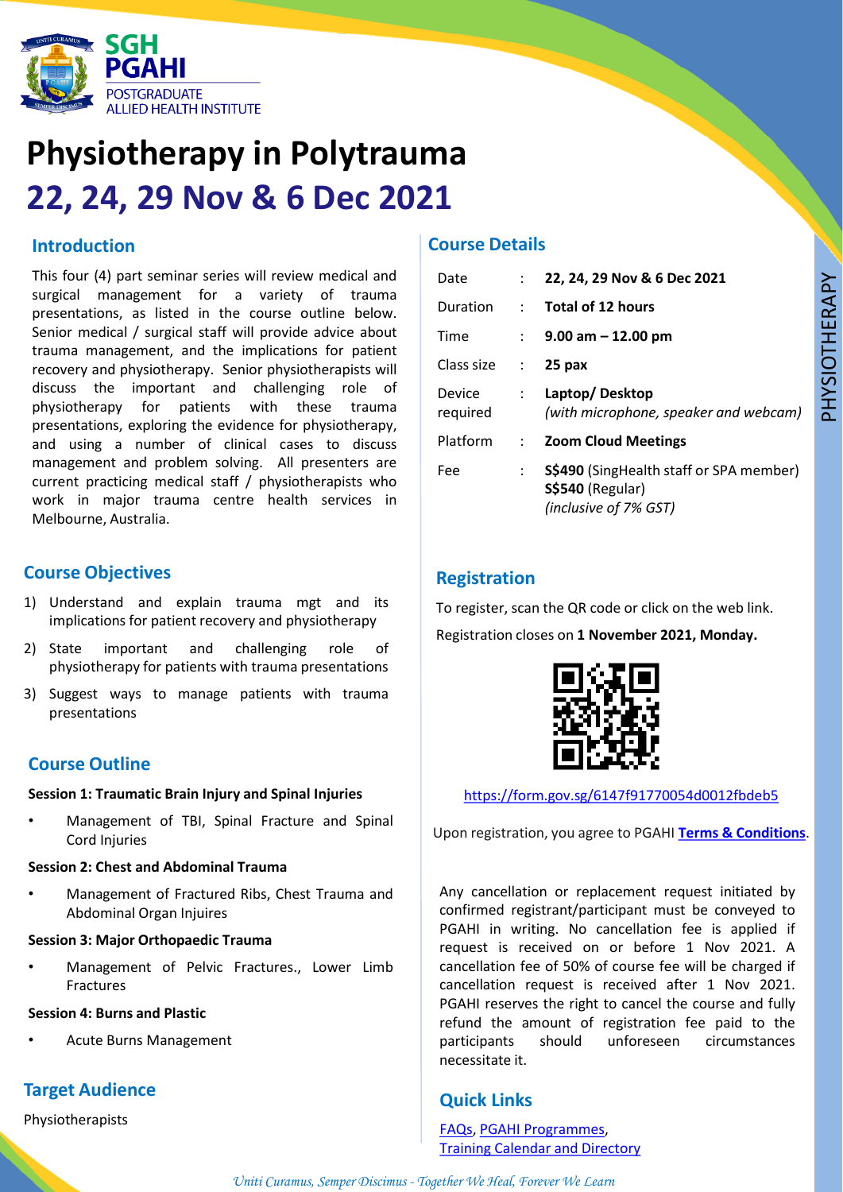SGH PGAHI
POSTGRADUATE ALLIED HEALTH INSTITUTE

# Physiotherapy in Polytrauma

# 22, 24, 29 Nov & 6 Dec 2021

## Introduction

This four (4) part seminar series will review medical and surgical management for a variety of trauma presentations, as listed in the course outline below. Senior medical / surgical staff will provide advice about trauma management, and the implications for patient recovery and physiotherapy. Senior physiotherapists will discuss the important and challenging role of physiotherapy for patients with these trauma presentations, exploring the evidence for physiotherapy, and using a number of clinical cases to discuss management and problem solving. All presenters are current practicing medical staff / physiotherapists who work in major trauma centre health services in Melbourne, Australia.

## Course Objectives

1) Understand and explain trauma mgt and its implications for patient recovery and physiotherapy
2) State important and challenging role of physiotherapy for patients with trauma presentations
3) Suggest ways to manage patients with trauma presentations

## Course Outline

**Session 1: Traumatic Brain Injury and Spinal Injuries**

- Management of TBI, Spinal Fracture and Spinal Cord Injuries

**Session 2: Chest and Abdominal Trauma**

- Management of Fractured Ribs, Chest Trauma and Abdominal Organ Injuires

**Session 3: Major Orthopaedic Trauma**

- Management of Pelvic Fractures., Lower Limb Fractures

**Session 4: Burns and Plastic**

- Acute Burns Management

## Target Audience

Physiotherapists

## Course Details

| | | |
|---|---|---|
| Date | : | **22, 24, 29 Nov & 6 Dec 2021** |
| Duration | : | **Total of 12 hours** |
| Time | : | **9.00 am – 12.00 pm** |
| Class size | : | **25 pax** |
| Device required | : | **Laptop/ Desktop** *(with microphone, speaker and webcam)* |
| Platform | : | **Zoom Cloud Meetings** |
| Fee | : | **S$490** (SingHealth staff or SPA member) **S$540** (Regular) *(inclusive of 7% GST)* |

## Registration

To register, scan the QR code or click on the web link.

Registration closes on **1 November 2021, Monday.**

https://form.gov.sg/6147f91770054d0012fbdeb5

Upon registration, you agree to PGAHI **Terms & Conditions**.

Any cancellation or replacement request initiated by confirmed registrant/participant must be conveyed to PGAHI in writing. No cancellation fee is applied if request is received on or before 1 Nov 2021. A cancellation fee of 50% of course fee will be charged if cancellation request is received after 1 Nov 2021. PGAHI reserves the right to cancel the course and fully refund the amount of registration fee paid to the participants should unforeseen circumstances necessitate it.

## Quick Links

FAQs, PGAHI Programmes, Training Calendar and Directory

*Uniti Curamus, Semper Discimus - Together We Heal, Forever We Learn*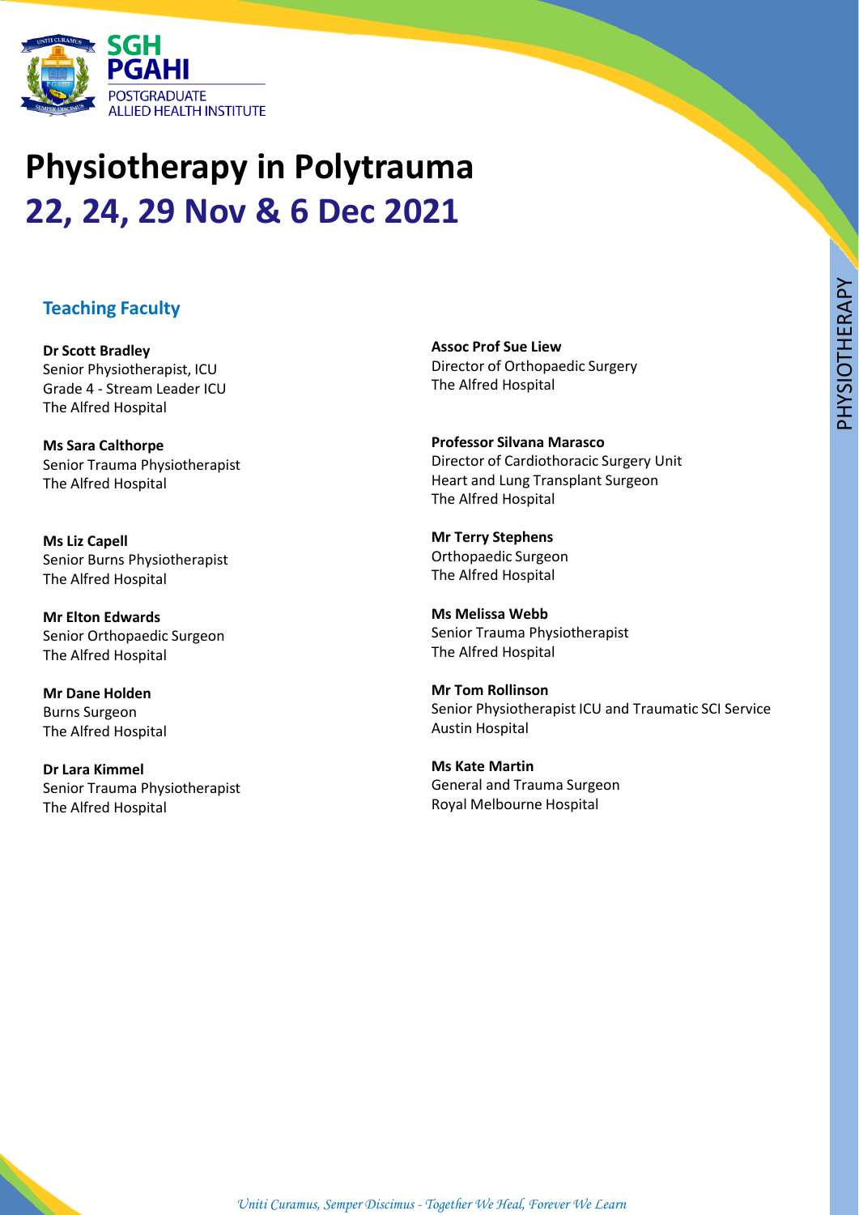# Physiotherapy in Polytrauma

## 22, 24, 29 Nov & 6 Dec 2021

### Teaching Faculty

**Dr Scott Bradley**
Senior Physiotherapist, ICU
Grade 4 - Stream Leader ICU
The Alfred Hospital

**Ms Sara Calthorpe**
Senior Trauma Physiotherapist
The Alfred Hospital

**Ms Liz Capell**
Senior Burns Physiotherapist
The Alfred Hospital

**Mr Elton Edwards**
Senior Orthopaedic Surgeon
The Alfred Hospital

**Mr Dane Holden**
Burns Surgeon
The Alfred Hospital

**Dr Lara Kimmel**
Senior Trauma Physiotherapist
The Alfred Hospital

**Assoc Prof Sue Liew**
Director of Orthopaedic Surgery
The Alfred Hospital

**Professor Silvana Marasco**
Director of Cardiothoracic Surgery Unit
Heart and Lung Transplant Surgeon
The Alfred Hospital

**Mr Terry Stephens**
Orthopaedic Surgeon
The Alfred Hospital

**Ms Melissa Webb**
Senior Trauma Physiotherapist
The Alfred Hospital

**Mr Tom Rollinson**
Senior Physiotherapist ICU and Traumatic SCI Service
Austin Hospital

**Ms Kate Martin**
General and Trauma Surgeon
Royal Melbourne Hospital